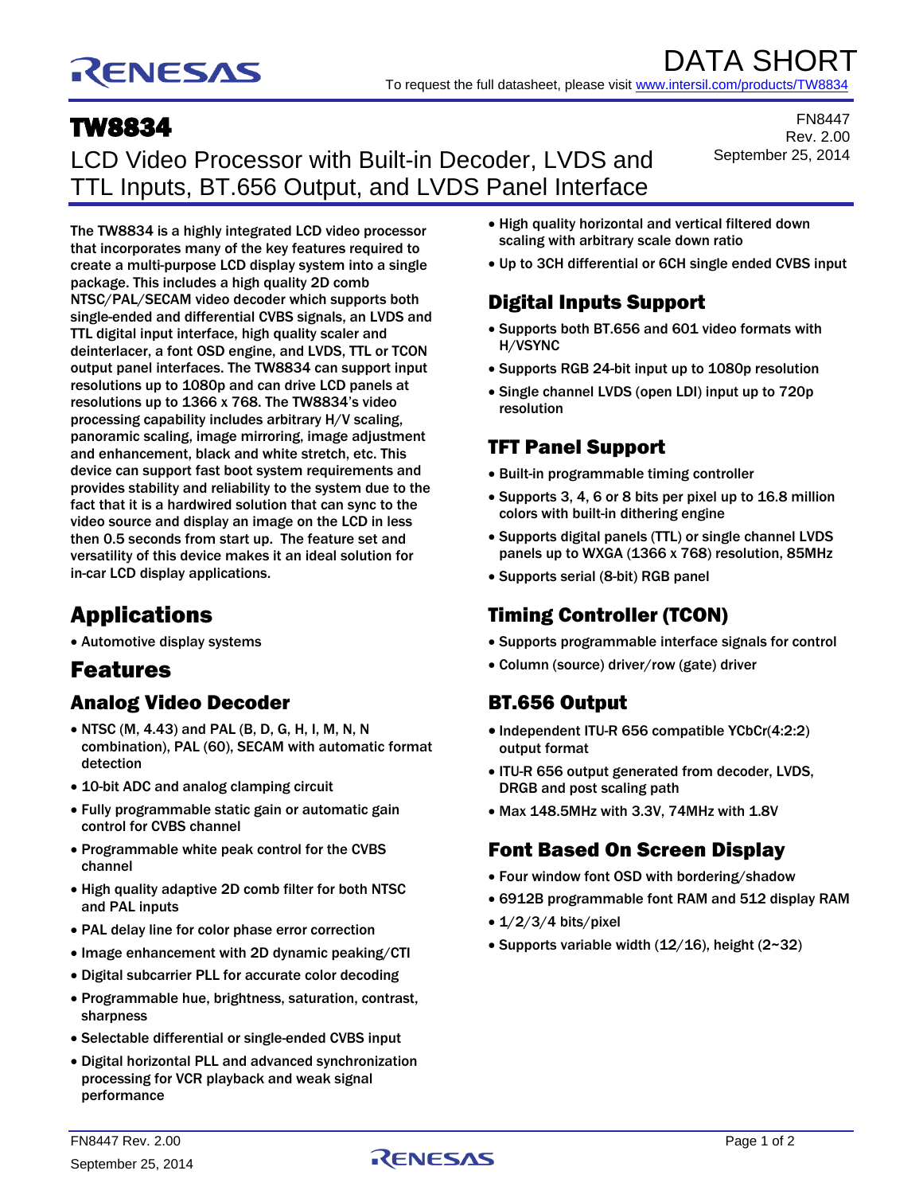DATA SHORT

To request the full datasheet, please visit www.intersil.com/products/TW8834

# TW8834

FN8447
Rev. 2.00
September 25, 2014

## LCD Video Processor with Built-in Decoder, LVDS and TTL Inputs, BT.656 Output, and LVDS Panel Interface

The TW8834 is a highly integrated LCD video processor that incorporates many of the key features required to create a multi-purpose LCD display system into a single package. This includes a high quality 2D comb NTSC/PAL/SECAM video decoder which supports both single-ended and differential CVBS signals, an LVDS and TTL digital input interface, high quality scaler and deinterlacer, a font OSD engine, and LVDS, TTL or TCON output panel interfaces. The TW8834 can support input resolutions up to 1080p and can drive LCD panels at resolutions up to 1366 x 768. The TW8834's video processing capability includes arbitrary H/V scaling, panoramic scaling, image mirroring, image adjustment and enhancement, black and white stretch, etc. This device can support fast boot system requirements and provides stability and reliability to the system due to the fact that it is a hardwired solution that can sync to the video source and display an image on the LCD in less then 0.5 seconds from start up. The feature set and versatility of this device makes it an ideal solution for in-car LCD display applications.

## Applications

- Automotive display systems

## Features

### Analog Video Decoder

- NTSC (M, 4.43) and PAL (B, D, G, H, I, M, N, N combination), PAL (60), SECAM with automatic format detection
- 10-bit ADC and analog clamping circuit
- Fully programmable static gain or automatic gain control for CVBS channel
- Programmable white peak control for the CVBS channel
- High quality adaptive 2D comb filter for both NTSC and PAL inputs
- PAL delay line for color phase error correction
- Image enhancement with 2D dynamic peaking/CTI
- Digital subcarrier PLL for accurate color decoding
- Programmable hue, brightness, saturation, contrast, sharpness
- Selectable differential or single-ended CVBS input
- Digital horizontal PLL and advanced synchronization processing for VCR playback and weak signal performance
- High quality horizontal and vertical filtered down scaling with arbitrary scale down ratio
- Up to 3CH differential or 6CH single ended CVBS input

### Digital Inputs Support

- Supports both BT.656 and 601 video formats with H/VSYNC
- Supports RGB 24-bit input up to 1080p resolution
- Single channel LVDS (open LDI) input up to 720p resolution

### TFT Panel Support

- Built-in programmable timing controller
- Supports 3, 4, 6 or 8 bits per pixel up to 16.8 million colors with built-in dithering engine
- Supports digital panels (TTL) or single channel LVDS panels up to WXGA (1366 x 768) resolution, 85MHz
- Supports serial (8-bit) RGB panel

### Timing Controller (TCON)

- Supports programmable interface signals for control
- Column (source) driver/row (gate) driver

### BT.656 Output

- Independent ITU-R 656 compatible YCbCr(4:2:2) output format
- ITU-R 656 output generated from decoder, LVDS, DRGB and post scaling path
- Max 148.5MHz with 3.3V, 74MHz with 1.8V

### Font Based On Screen Display

- Four window font OSD with bordering/shadow
- 6912B programmable font RAM and 512 display RAM
- 1/2/3/4 bits/pixel
- Supports variable width (12/16), height (2~32)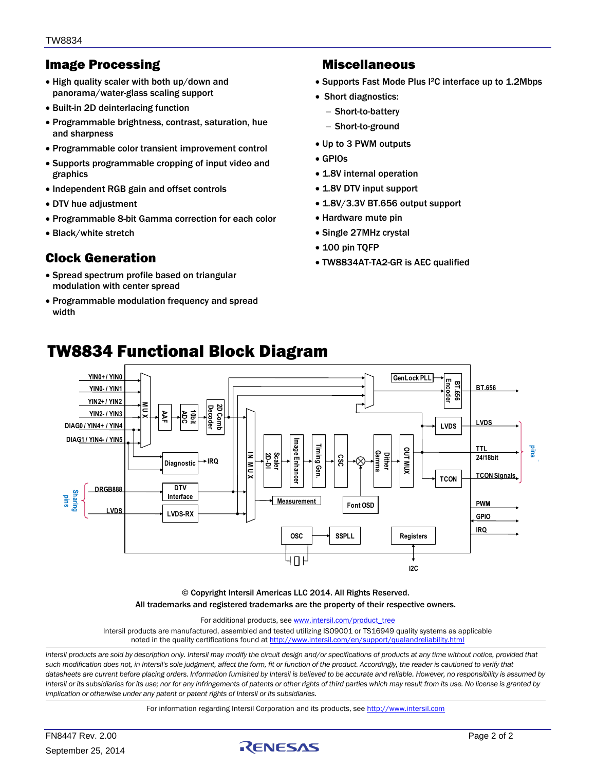## Image Processing

- High quality scaler with both up/down and panorama/water-glass scaling support
- Built-in 2D deinterlacing function
- Programmable brightness, contrast, saturation, hue and sharpness
- Programmable color transient improvement control
- Supports programmable cropping of input video and graphics
- Independent RGB gain and offset controls
- DTV hue adjustment
- Programmable 8-bit Gamma correction for each color
- Black/white stretch

## Clock Generation

- Spread spectrum profile based on triangular modulation with center spread
- Programmable modulation frequency and spread width

## Miscellaneous

- Supports Fast Mode Plus I²C interface up to 1.2Mbps
- Short diagnostics:
  - Short-to-battery
  - Short-to-ground
- Up to 3 PWM outputs
- GPIOs
- 1.8V internal operation
- 1.8V DTV input support
- 1.8V/3.3V BT.656 output support
- Hardware mute pin
- Single 27MHz crystal
- 100 pin TQFP
- TW8834AT-TA2-GR is AEC qualified

# TW8834 Functional Block Diagram

YIN0+/YIN0
YIN0-/YIN1
YIN2+/YIN2
YIN2-/YIN3
DIAG0/YIN4+/YIN4
DIAG1/YIN4-/YIN5
MUX
AAF
10bit ADC
2D Comb Decoder
Diagnostic
IRQ
Sharing pins
DRGB888
LVDS
DTV Interface
LVDS-RX
IN MUX
Scaler 2D-DI
Image Enhancer
Timing Gen.
CSC
Dither Gamma
OUT MUX
Measurement
Font OSD
GenLock PLL
BT.656 Encoder
BT.656
LVDS
LVDS
TTL 24/18bit
TCON
TCON Signals
pins
PWM
GPIO
IRQ
OSC
SSPLL
Registers
I2C

© Copyright Intersil Americas LLC 2014. All Rights Reserved.
All trademarks and registered trademarks are the property of their respective owners.

For additional products, see www.intersil.com/product_tree

Intersil products are manufactured, assembled and tested utilizing ISO9001 or TS16949 quality systems as applicable noted in the quality certifications found at http://www.intersil.com/en/support/qualandreliability.html

*Intersil products are sold by description only. Intersil may modify the circuit design and/or specifications of products at any time without notice, provided that such modification does not, in Intersil's sole judgment, affect the form, fit or function of the product. Accordingly, the reader is cautioned to verify that datasheets are current before placing orders. Information furnished by Intersil is believed to be accurate and reliable. However, no responsibility is assumed by Intersil or its subsidiaries for its use; nor for any infringements of patents or other rights of third parties which may result from its use. No license is granted by implication or otherwise under any patent or patent rights of Intersil or its subsidiaries.*

For information regarding Intersil Corporation and its products, see http://www.intersil.com

FN8447 Rev. 2.00
September 25, 2014